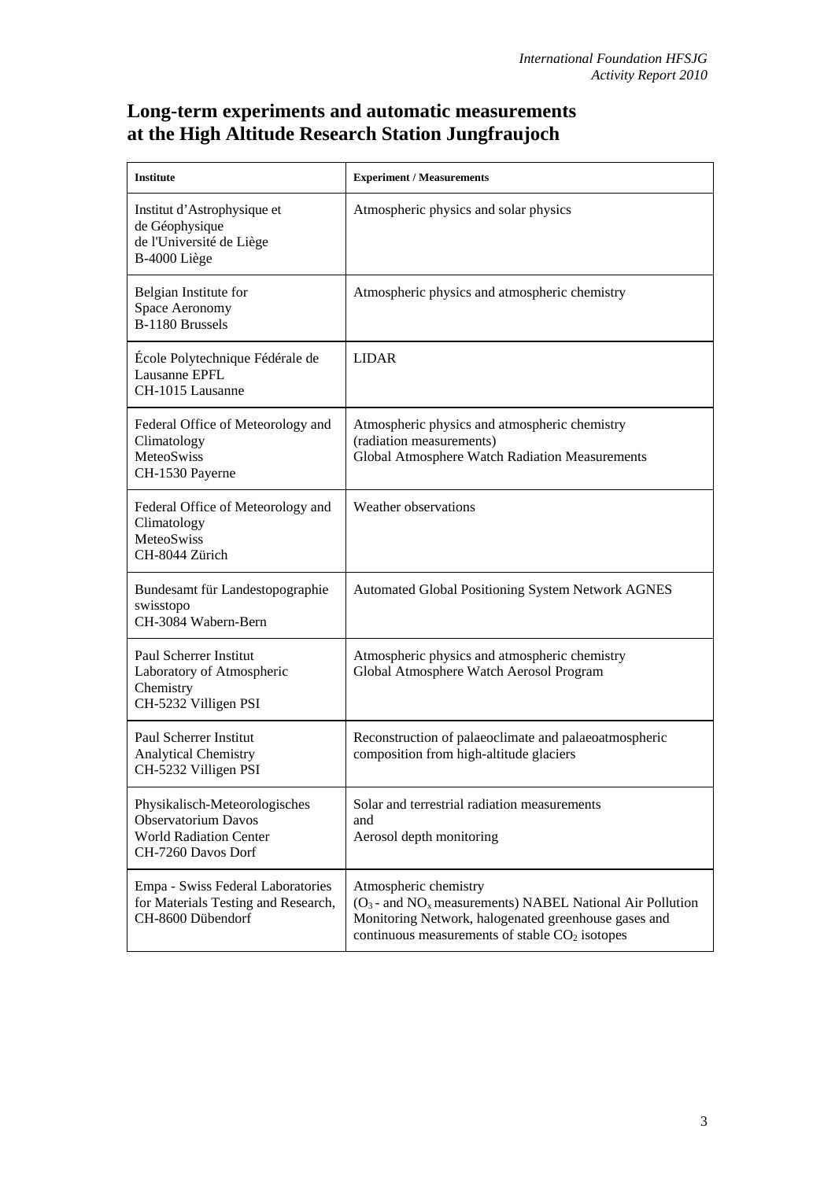# Long-term experiments and automatic measurements at the High Altitude Research Station Jungfraujoch

| Institute | Experiment / Measurements |
|---|---|
| Institut d'Astrophysique et de Géophysique de l'Université de Liège B-4000 Liège | Atmospheric physics and solar physics |
| Belgian Institute for Space Aeronomy B-1180 Brussels | Atmospheric physics and atmospheric chemistry |
| École Polytechnique Fédérale de Lausanne EPFL CH-1015 Lausanne | LIDAR |
| Federal Office of Meteorology and Climatology MeteoSwiss CH-1530 Payerne | Atmospheric physics and atmospheric chemistry (radiation measurements) Global Atmosphere Watch Radiation Measurements |
| Federal Office of Meteorology and Climatology MeteoSwiss CH-8044 Zürich | Weather observations |
| Bundesamt für Landestopographie swisstopo CH-3084 Wabern-Bern | Automated Global Positioning System Network AGNES |
| Paul Scherrer Institut Laboratory of Atmospheric Chemistry CH-5232 Villigen PSI | Atmospheric physics and atmospheric chemistry Global Atmosphere Watch Aerosol Program |
| Paul Scherrer Institut Analytical Chemistry CH-5232 Villigen PSI | Reconstruction of palaeoclimate and palaeoatmospheric composition from high-altitude glaciers |
| Physikalisch-Meteorologisches Observatorium Davos World Radiation Center CH-7260 Davos Dorf | Solar and terrestrial radiation measurements and Aerosol depth monitoring |
| Empa - Swiss Federal Laboratories for Materials Testing and Research, CH-8600 Dübendorf | Atmospheric chemistry ($O_3$ - and $NO_x$ measurements) NABEL National Air Pollution Monitoring Network, halogenated greenhouse gases and continuous measurements of stable $CO_2$ isotopes |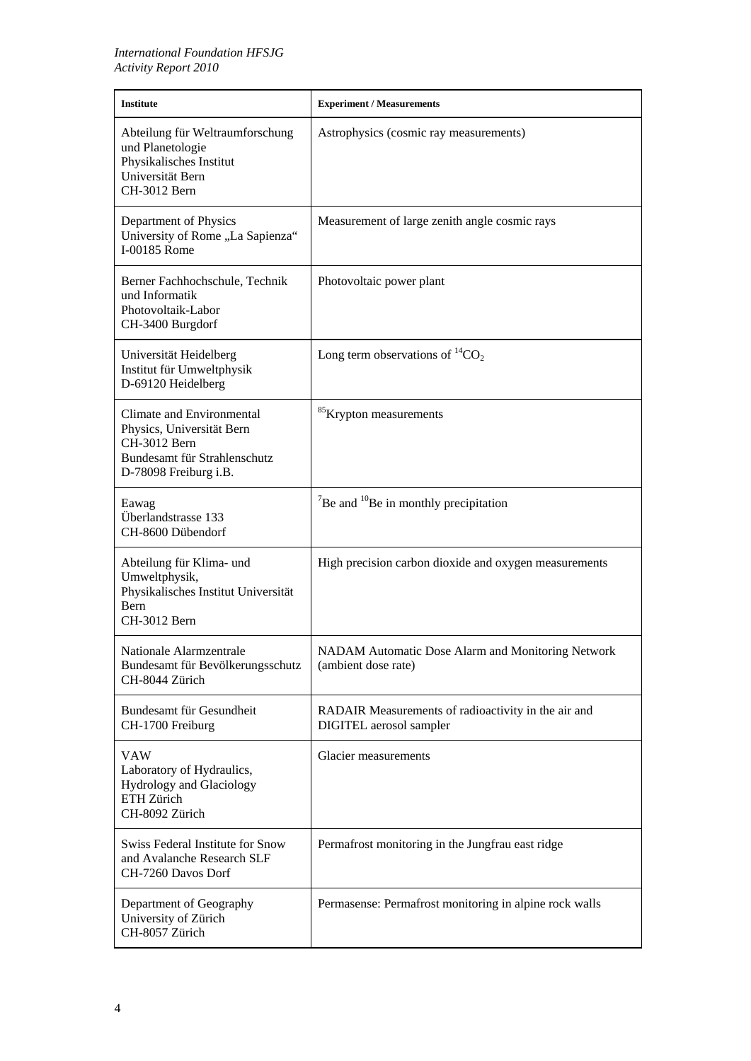| Institute | Experiment / Measurements |
|---|---|
| Abteilung für Weltraumforschung und Planetologie<br>Physikalisches Institut<br>Universität Bern<br>CH-3012 Bern | Astrophysics (cosmic ray measurements) |
| Department of Physics<br>University of Rome „La Sapienza“<br>I-00185 Rome | Measurement of large zenith angle cosmic rays |
| Berner Fachhochschule, Technik und Informatik<br>Photovoltaik-Labor<br>CH-3400 Burgdorf | Photovoltaic power plant |
| Universität Heidelberg<br>Institut für Umweltphysik<br>D-69120 Heidelberg | Long term observations of $^{14}CO_2$ |
| Climate and Environmental Physics, Universität Bern<br>CH-3012 Bern<br>Bundesamt für Strahlenschutz<br>D-78098 Freiburg i.B. | $^{85}$Krypton measurements |
| Eawag<br>Überlandstrasse 133<br>CH-8600 Dübendorf | $^{7}$Be and $^{10}$Be in monthly precipitation |
| Abteilung für Klima- und Umweltphysik,<br>Physikalisches Institut Universität Bern<br>CH-3012 Bern | High precision carbon dioxide and oxygen measurements |
| Nationale Alarmzentrale<br>Bundesamt für Bevölkerungsschutz<br>CH-8044 Zürich | NADAM Automatic Dose Alarm and Monitoring Network (ambient dose rate) |
| Bundesamt für Gesundheit<br>CH-1700 Freiburg | RADAIR Measurements of radioactivity in the air and DIGITEL aerosol sampler |
| VAW<br>Laboratory of Hydraulics, Hydrology and Glaciology<br>ETH Zürich<br>CH-8092 Zürich | Glacier measurements |
| Swiss Federal Institute for Snow and Avalanche Research SLF<br>CH-7260 Davos Dorf | Permafrost monitoring in the Jungfrau east ridge |
| Department of Geography<br>University of Zürich<br>CH-8057 Zürich | Permasense: Permafrost monitoring in alpine rock walls |